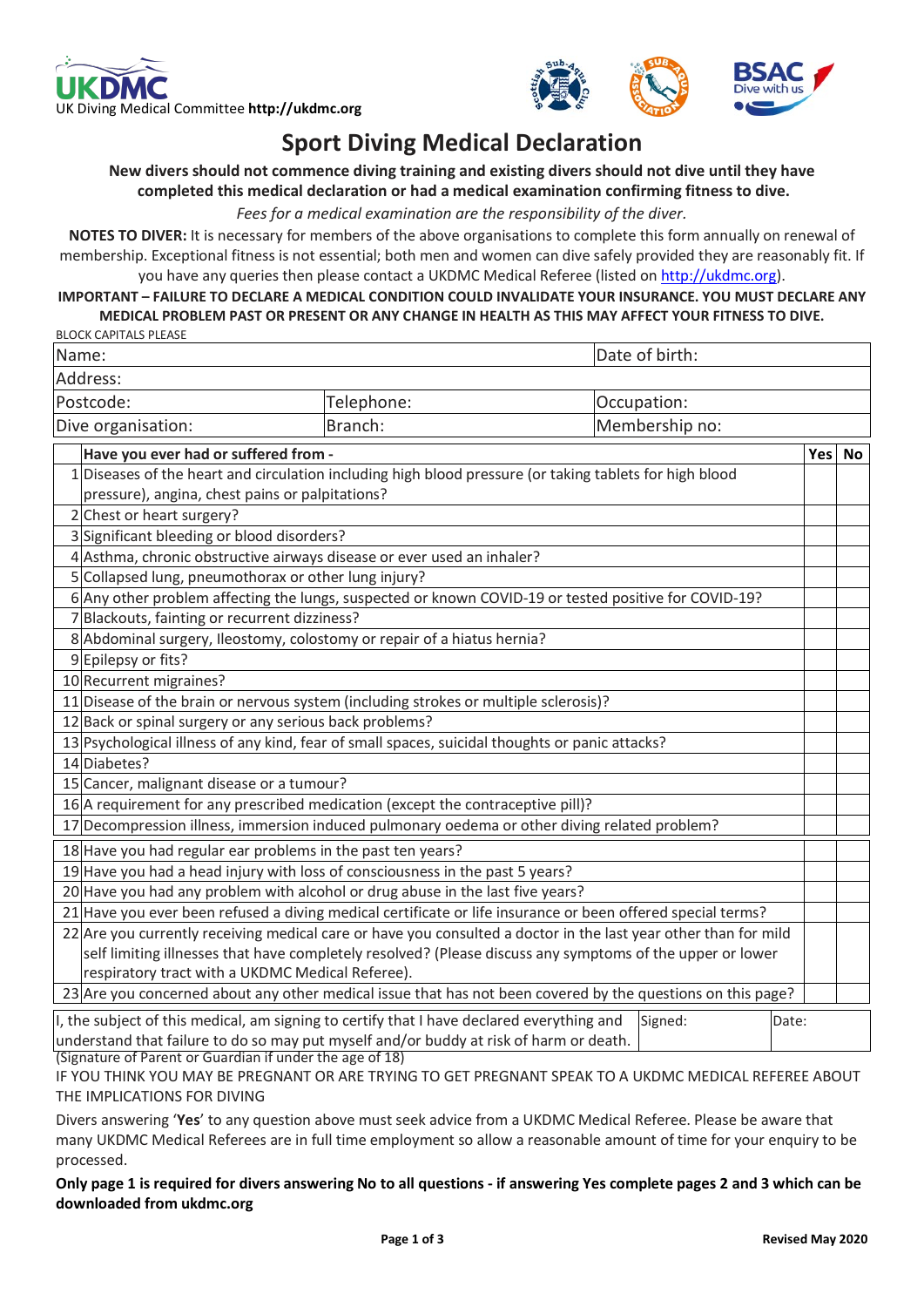UKDMC
UK Diving Medical Committee **http://ukdmc.org**

# Sport Diving Medical Declaration

**New divers should not commence diving training and existing divers should not dive until they have completed this medical declaration or had a medical examination confirming fitness to dive.**

*Fees for a medical examination are the responsibility of the diver.*

**NOTES TO DIVER:** It is necessary for members of the above organisations to complete this form annually on renewal of membership. Exceptional fitness is not essential; both men and women can dive safely provided they are reasonably fit. If you have any queries then please contact a UKDMC Medical Referee (listed on http://ukdmc.org).

**IMPORTANT – FAILURE TO DECLARE A MEDICAL CONDITION COULD INVALIDATE YOUR INSURANCE. YOU MUST DECLARE ANY MEDICAL PROBLEM PAST OR PRESENT OR ANY CHANGE IN HEALTH AS THIS MAY AFFECT YOUR FITNESS TO DIVE.**

BLOCK CAPITALS PLEASE

| Name: | | Date of birth: |
|---|---|---|
| Address: | | |
| Postcode: | Telephone: | Occupation: |
| Dive organisation: | Branch: | Membership no: |

| | **Have you ever had or suffered from -** | **Yes** | **No** |
|---|---|---|---|
| 1 | Diseases of the heart and circulation including high blood pressure (or taking tablets for high blood pressure), angina, chest pains or palpitations? | | |
| 2 | Chest or heart surgery? | | |
| 3 | Significant bleeding or blood disorders? | | |
| 4 | Asthma, chronic obstructive airways disease or ever used an inhaler? | | |
| 5 | Collapsed lung, pneumothorax or other lung injury? | | |
| 6 | Any other problem affecting the lungs, suspected or known COVID-19 or tested positive for COVID-19? | | |
| 7 | Blackouts, fainting or recurrent dizziness? | | |
| 8 | Abdominal surgery, Ileostomy, colostomy or repair of a hiatus hernia? | | |
| 9 | Epilepsy or fits? | | |
| 10 | Recurrent migraines? | | |
| 11 | Disease of the brain or nervous system (including strokes or multiple sclerosis)? | | |
| 12 | Back or spinal surgery or any serious back problems? | | |
| 13 | Psychological illness of any kind, fear of small spaces, suicidal thoughts or panic attacks? | | |
| 14 | Diabetes? | | |
| 15 | Cancer, malignant disease or a tumour? | | |
| 16 | A requirement for any prescribed medication (except the contraceptive pill)? | | |
| 17 | Decompression illness, immersion induced pulmonary oedema or other diving related problem? | | |
| 18 | Have you had regular ear problems in the past ten years? | | |
| 19 | Have you had a head injury with loss of consciousness in the past 5 years? | | |
| 20 | Have you had any problem with alcohol or drug abuse in the last five years? | | |
| 21 | Have you ever been refused a diving medical certificate or life insurance or been offered special terms? | | |
| 22 | Are you currently receiving medical care or have you consulted a doctor in the last year other than for mild self limiting illnesses that have completely resolved? (Please discuss any symptoms of the upper or lower respiratory tract with a UKDMC Medical Referee). | | |
| 23 | Are you concerned about any other medical issue that has not been covered by the questions on this page? | | |

| I, the subject of this medical, am signing to certify that I have declared everything and understand that failure to do so may put myself and/or buddy at risk of harm or death. | Signed: | Date: |
|---|---|---|

(Signature of Parent or Guardian if under the age of 18)

IF YOU THINK YOU MAY BE PREGNANT OR ARE TRYING TO GET PREGNANT SPEAK TO A UKDMC MEDICAL REFEREE ABOUT THE IMPLICATIONS FOR DIVING

Divers answering '**Yes**' to any question above must seek advice from a UKDMC Medical Referee. Please be aware that many UKDMC Medical Referees are in full time employment so allow a reasonable amount of time for your enquiry to be processed.

**Only page 1 is required for divers answering No to all questions - if answering Yes complete pages 2 and 3 which can be downloaded from ukdmc.org**

**Revised May 2020**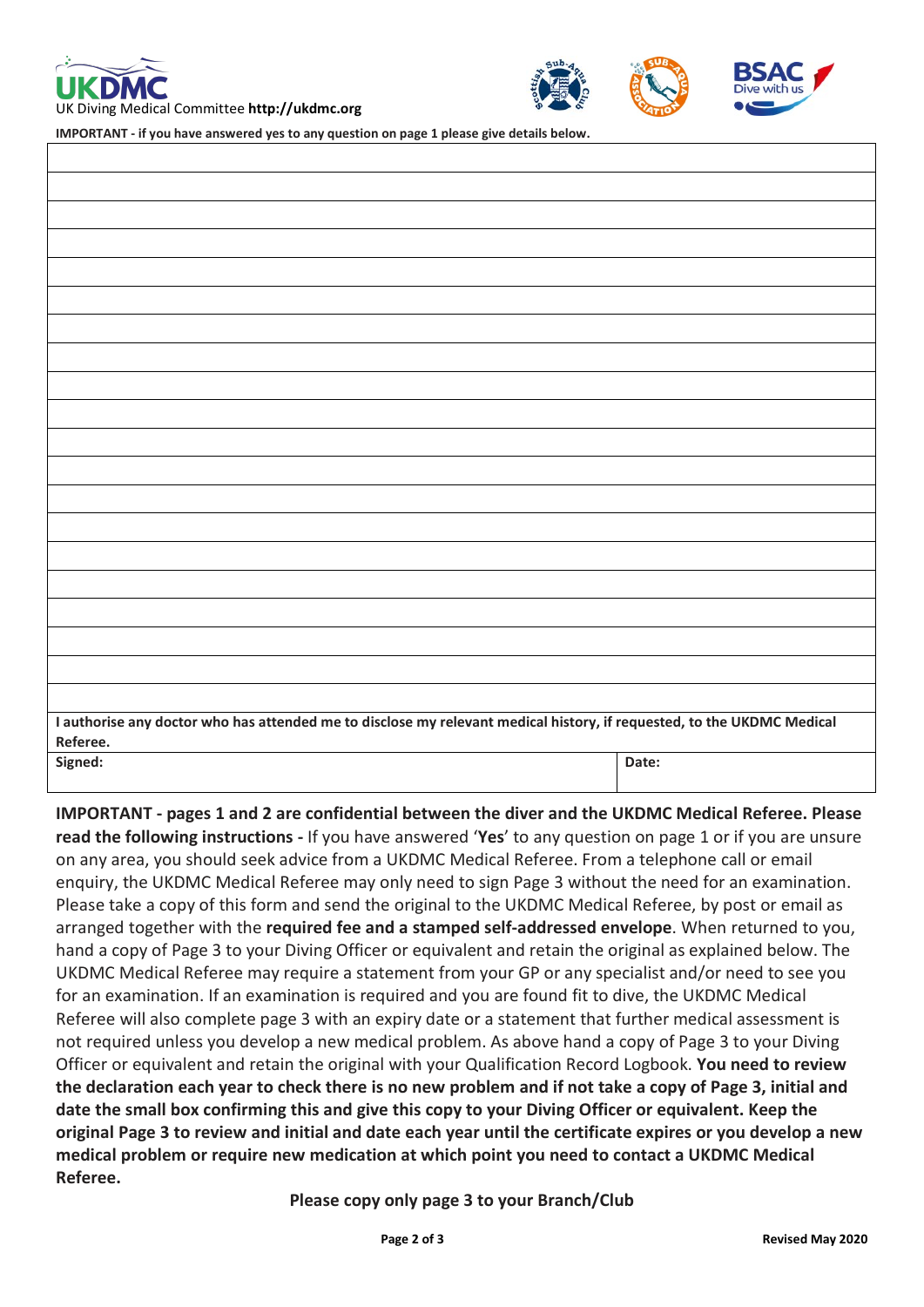UK Diving Medical Committee **http://ukdmc.org**

**IMPORTANT - if you have answered yes to any question on page 1 please give details below.**

| |
|---|
| |
| |
| |
| |
| |
| |
| |
| |
| |
| |
| |
| |
| |
| |
| |
| |
| |
| |
| |
| |

**I authorise any doctor who has attended me to disclose my relevant medical history, if requested, to the UKDMC Medical Referee.**

| **Signed:** | **Date:** |
|---|---|
| | |

**IMPORTANT - pages 1 and 2 are confidential between the diver and the UKDMC Medical Referee. Please read the following instructions -** If you have answered '**Yes**' to any question on page 1 or if you are unsure on any area, you should seek advice from a UKDMC Medical Referee. From a telephone call or email enquiry, the UKDMC Medical Referee may only need to sign Page 3 without the need for an examination. Please take a copy of this form and send the original to the UKDMC Medical Referee, by post or email as arranged together with the **required fee and a stamped self-addressed envelope**. When returned to you, hand a copy of Page 3 to your Diving Officer or equivalent and retain the original as explained below. The UKDMC Medical Referee may require a statement from your GP or any specialist and/or need to see you for an examination. If an examination is required and you are found fit to dive, the UKDMC Medical Referee will also complete page 3 with an expiry date or a statement that further medical assessment is not required unless you develop a new medical problem. As above hand a copy of Page 3 to your Diving Officer or equivalent and retain the original with your Qualification Record Logbook. **You need to review the declaration each year to check there is no new problem and if not take a copy of Page 3, initial and date the small box confirming this and give this copy to your Diving Officer or equivalent. Keep the original Page 3 to review and initial and date each year until the certificate expires or you develop a new medical problem or require new medication at which point you need to contact a UKDMC Medical Referee.**

**Please copy only page 3 to your Branch/Club**

**Revised May 2020**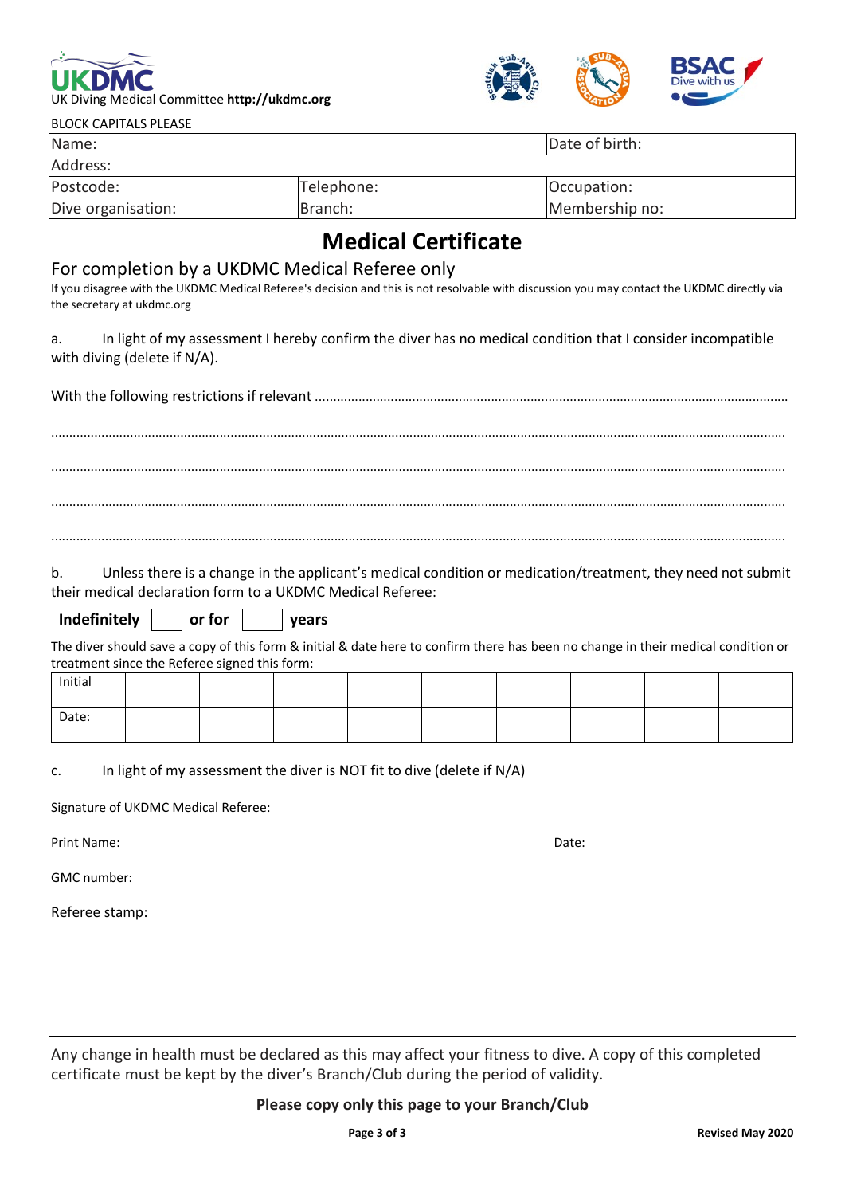UKDMC
UK Diving Medical Committee **http://ukdmc.org**

BSAC Dive with us

BLOCK CAPITALS PLEASE

| | | |
|---|---|---|
| Name: | | Date of birth: |
| Address: | | |
| Postcode: | Telephone: | Occupation: |
| Dive organisation: | Branch: | Membership no: |

# Medical Certificate

## For completion by a UKDMC Medical Referee only

If you disagree with the UKDMC Medical Referee's decision and this is not resolvable with discussion you may contact the UKDMC directly via the secretary at ukdmc.org

a. In light of my assessment I hereby confirm the diver has no medical condition that I consider incompatible with diving (delete if N/A).

With the following restrictions if relevant ...............................................................................................................................

.........................................................................................................................................................................................

.........................................................................................................................................................................................

.........................................................................................................................................................................................

.........................................................................................................................................................................................

b. Unless there is a change in the applicant's medical condition or medication/treatment, they need not submit their medical declaration form to a UKDMC Medical Referee:

**Indefinitely** ☐ **or for** ☐ **years**

The diver should save a copy of this form & initial & date here to confirm there has been no change in their medical condition or treatment since the Referee signed this form:

| | | | | | | | | | |
|---|---|---|---|---|---|---|---|---|---|
| Initial | | | | | | | | | |
| Date: | | | | | | | | | |

c. In light of my assessment the diver is NOT fit to dive (delete if N/A)

Signature of UKDMC Medical Referee:

Print Name: Date:

GMC number:

Referee stamp:

Any change in health must be declared as this may affect your fitness to dive. A copy of this completed certificate must be kept by the diver's Branch/Club during the period of validity.

**Please copy only this page to your Branch/Club**

**Revised May 2020**